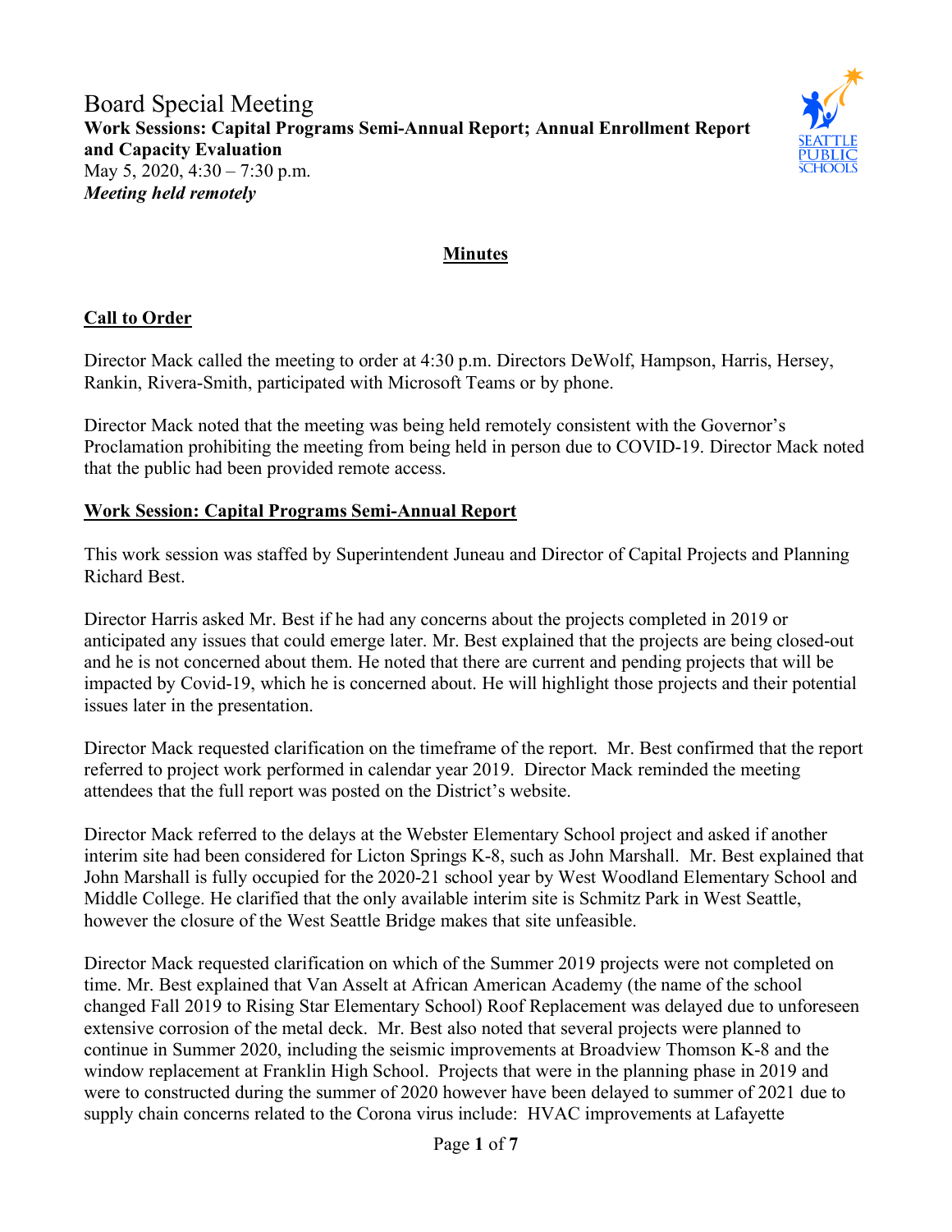# Board Special Meeting

**Work Sessions: Capital Programs Semi-Annual Report; Annual Enrollment Report and Capacity Evaluation**

May 5, 2020, 4:30 – 7:30 p.m.

***Meeting held remotely***

## Minutes

### Call to Order

Director Mack called the meeting to order at 4:30 p.m. Directors DeWolf, Hampson, Harris, Hersey, Rankin, Rivera-Smith, participated with Microsoft Teams or by phone.

Director Mack noted that the meeting was being held remotely consistent with the Governor's Proclamation prohibiting the meeting from being held in person due to COVID-19. Director Mack noted that the public had been provided remote access.

### Work Session: Capital Programs Semi-Annual Report

This work session was staffed by Superintendent Juneau and Director of Capital Projects and Planning Richard Best.

Director Harris asked Mr. Best if he had any concerns about the projects completed in 2019 or anticipated any issues that could emerge later. Mr. Best explained that the projects are being closed-out and he is not concerned about them. He noted that there are current and pending projects that will be impacted by Covid-19, which he is concerned about. He will highlight those projects and their potential issues later in the presentation.

Director Mack requested clarification on the timeframe of the report. Mr. Best confirmed that the report referred to project work performed in calendar year 2019. Director Mack reminded the meeting attendees that the full report was posted on the District's website.

Director Mack referred to the delays at the Webster Elementary School project and asked if another interim site had been considered for Licton Springs K-8, such as John Marshall. Mr. Best explained that John Marshall is fully occupied for the 2020-21 school year by West Woodland Elementary School and Middle College. He clarified that the only available interim site is Schmitz Park in West Seattle, however the closure of the West Seattle Bridge makes that site unfeasible.

Director Mack requested clarification on which of the Summer 2019 projects were not completed on time. Mr. Best explained that Van Asselt at African American Academy (the name of the school changed Fall 2019 to Rising Star Elementary School) Roof Replacement was delayed due to unforeseen extensive corrosion of the metal deck. Mr. Best also noted that several projects were planned to continue in Summer 2020, including the seismic improvements at Broadview Thomson K-8 and the window replacement at Franklin High School. Projects that were in the planning phase in 2019 and were to constructed during the summer of 2020 however have been delayed to summer of 2021 due to supply chain concerns related to the Corona virus include: HVAC improvements at Lafayette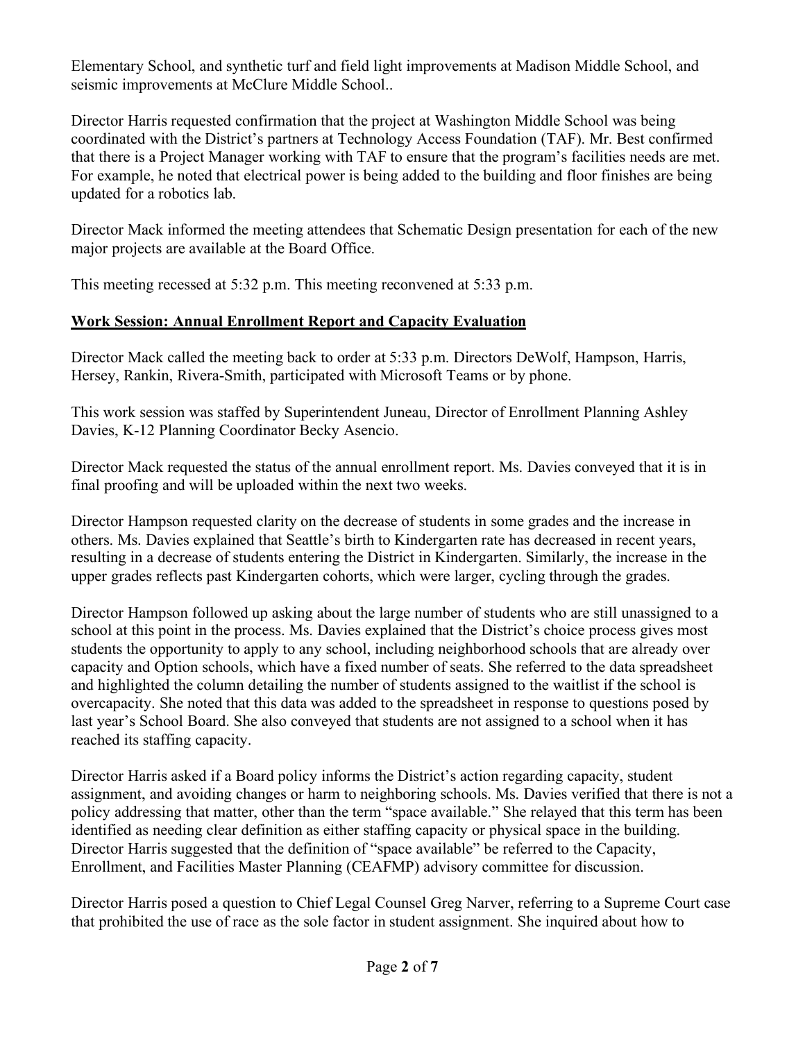Elementary School, and synthetic turf and field light improvements at Madison Middle School, and seismic improvements at McClure Middle School..

Director Harris requested confirmation that the project at Washington Middle School was being coordinated with the District's partners at Technology Access Foundation (TAF). Mr. Best confirmed that there is a Project Manager working with TAF to ensure that the program's facilities needs are met. For example, he noted that electrical power is being added to the building and floor finishes are being updated for a robotics lab.

Director Mack informed the meeting attendees that Schematic Design presentation for each of the new major projects are available at the Board Office.

This meeting recessed at 5:32 p.m. This meeting reconvened at 5:33 p.m.

**Work Session: Annual Enrollment Report and Capacity Evaluation**

Director Mack called the meeting back to order at 5:33 p.m. Directors DeWolf, Hampson, Harris, Hersey, Rankin, Rivera-Smith, participated with Microsoft Teams or by phone.

This work session was staffed by Superintendent Juneau, Director of Enrollment Planning Ashley Davies, K-12 Planning Coordinator Becky Asencio.

Director Mack requested the status of the annual enrollment report. Ms. Davies conveyed that it is in final proofing and will be uploaded within the next two weeks.

Director Hampson requested clarity on the decrease of students in some grades and the increase in others. Ms. Davies explained that Seattle's birth to Kindergarten rate has decreased in recent years, resulting in a decrease of students entering the District in Kindergarten. Similarly, the increase in the upper grades reflects past Kindergarten cohorts, which were larger, cycling through the grades.

Director Hampson followed up asking about the large number of students who are still unassigned to a school at this point in the process. Ms. Davies explained that the District's choice process gives most students the opportunity to apply to any school, including neighborhood schools that are already over capacity and Option schools, which have a fixed number of seats. She referred to the data spreadsheet and highlighted the column detailing the number of students assigned to the waitlist if the school is overcapacity. She noted that this data was added to the spreadsheet in response to questions posed by last year's School Board. She also conveyed that students are not assigned to a school when it has reached its staffing capacity.

Director Harris asked if a Board policy informs the District's action regarding capacity, student assignment, and avoiding changes or harm to neighboring schools. Ms. Davies verified that there is not a policy addressing that matter, other than the term "space available." She relayed that this term has been identified as needing clear definition as either staffing capacity or physical space in the building. Director Harris suggested that the definition of "space available" be referred to the Capacity, Enrollment, and Facilities Master Planning (CEAFMP) advisory committee for discussion.

Director Harris posed a question to Chief Legal Counsel Greg Narver, referring to a Supreme Court case that prohibited the use of race as the sole factor in student assignment. She inquired about how to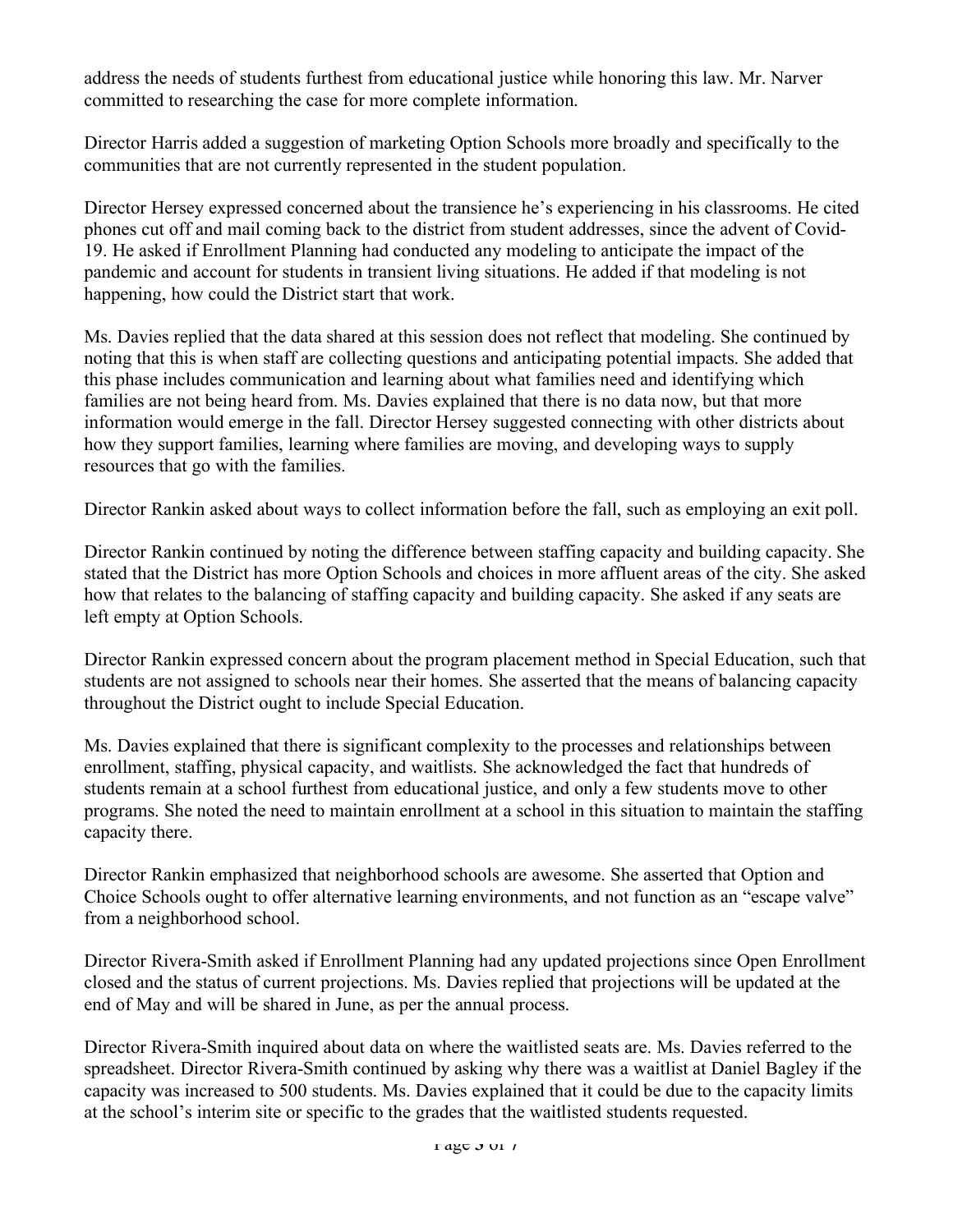address the needs of students furthest from educational justice while honoring this law. Mr. Narver committed to researching the case for more complete information.

Director Harris added a suggestion of marketing Option Schools more broadly and specifically to the communities that are not currently represented in the student population.

Director Hersey expressed concerned about the transience he's experiencing in his classrooms. He cited phones cut off and mail coming back to the district from student addresses, since the advent of Covid-19. He asked if Enrollment Planning had conducted any modeling to anticipate the impact of the pandemic and account for students in transient living situations. He added if that modeling is not happening, how could the District start that work.

Ms. Davies replied that the data shared at this session does not reflect that modeling. She continued by noting that this is when staff are collecting questions and anticipating potential impacts. She added that this phase includes communication and learning about what families need and identifying which families are not being heard from. Ms. Davies explained that there is no data now, but that more information would emerge in the fall. Director Hersey suggested connecting with other districts about how they support families, learning where families are moving, and developing ways to supply resources that go with the families.

Director Rankin asked about ways to collect information before the fall, such as employing an exit poll.

Director Rankin continued by noting the difference between staffing capacity and building capacity. She stated that the District has more Option Schools and choices in more affluent areas of the city. She asked how that relates to the balancing of staffing capacity and building capacity. She asked if any seats are left empty at Option Schools.

Director Rankin expressed concern about the program placement method in Special Education, such that students are not assigned to schools near their homes. She asserted that the means of balancing capacity throughout the District ought to include Special Education.

Ms. Davies explained that there is significant complexity to the processes and relationships between enrollment, staffing, physical capacity, and waitlists. She acknowledged the fact that hundreds of students remain at a school furthest from educational justice, and only a few students move to other programs. She noted the need to maintain enrollment at a school in this situation to maintain the staffing capacity there.

Director Rankin emphasized that neighborhood schools are awesome. She asserted that Option and Choice Schools ought to offer alternative learning environments, and not function as an "escape valve" from a neighborhood school.

Director Rivera-Smith asked if Enrollment Planning had any updated projections since Open Enrollment closed and the status of current projections. Ms. Davies replied that projections will be updated at the end of May and will be shared in June, as per the annual process.

Director Rivera-Smith inquired about data on where the waitlisted seats are. Ms. Davies referred to the spreadsheet. Director Rivera-Smith continued by asking why there was a waitlist at Daniel Bagley if the capacity was increased to 500 students. Ms. Davies explained that it could be due to the capacity limits at the school's interim site or specific to the grades that the waitlisted students requested.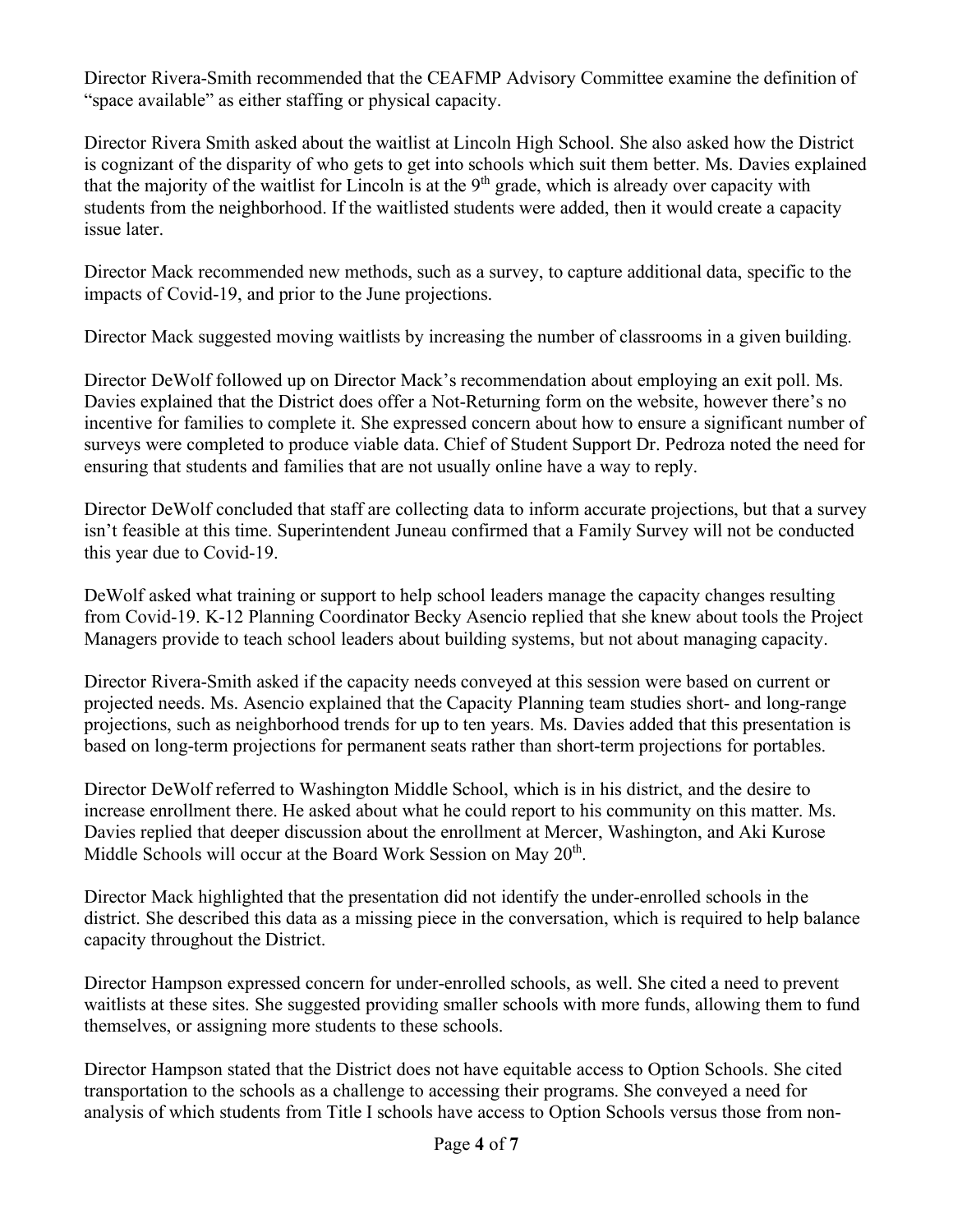Director Rivera-Smith recommended that the CEAFMP Advisory Committee examine the definition of "space available" as either staffing or physical capacity.

Director Rivera Smith asked about the waitlist at Lincoln High School. She also asked how the District is cognizant of the disparity of who gets to get into schools which suit them better. Ms. Davies explained that the majority of the waitlist for Lincoln is at the 9th grade, which is already over capacity with students from the neighborhood. If the waitlisted students were added, then it would create a capacity issue later.

Director Mack recommended new methods, such as a survey, to capture additional data, specific to the impacts of Covid-19, and prior to the June projections.

Director Mack suggested moving waitlists by increasing the number of classrooms in a given building.

Director DeWolf followed up on Director Mack's recommendation about employing an exit poll. Ms. Davies explained that the District does offer a Not-Returning form on the website, however there's no incentive for families to complete it. She expressed concern about how to ensure a significant number of surveys were completed to produce viable data. Chief of Student Support Dr. Pedroza noted the need for ensuring that students and families that are not usually online have a way to reply.

Director DeWolf concluded that staff are collecting data to inform accurate projections, but that a survey isn't feasible at this time. Superintendent Juneau confirmed that a Family Survey will not be conducted this year due to Covid-19.

DeWolf asked what training or support to help school leaders manage the capacity changes resulting from Covid-19. K-12 Planning Coordinator Becky Asencio replied that she knew about tools the Project Managers provide to teach school leaders about building systems, but not about managing capacity.

Director Rivera-Smith asked if the capacity needs conveyed at this session were based on current or projected needs. Ms. Asencio explained that the Capacity Planning team studies short- and long-range projections, such as neighborhood trends for up to ten years. Ms. Davies added that this presentation is based on long-term projections for permanent seats rather than short-term projections for portables.

Director DeWolf referred to Washington Middle School, which is in his district, and the desire to increase enrollment there. He asked about what he could report to his community on this matter. Ms. Davies replied that deeper discussion about the enrollment at Mercer, Washington, and Aki Kurose Middle Schools will occur at the Board Work Session on May 20th.

Director Mack highlighted that the presentation did not identify the under-enrolled schools in the district. She described this data as a missing piece in the conversation, which is required to help balance capacity throughout the District.

Director Hampson expressed concern for under-enrolled schools, as well. She cited a need to prevent waitlists at these sites. She suggested providing smaller schools with more funds, allowing them to fund themselves, or assigning more students to these schools.

Director Hampson stated that the District does not have equitable access to Option Schools. She cited transportation to the schools as a challenge to accessing their programs. She conveyed a need for analysis of which students from Title I schools have access to Option Schools versus those from non-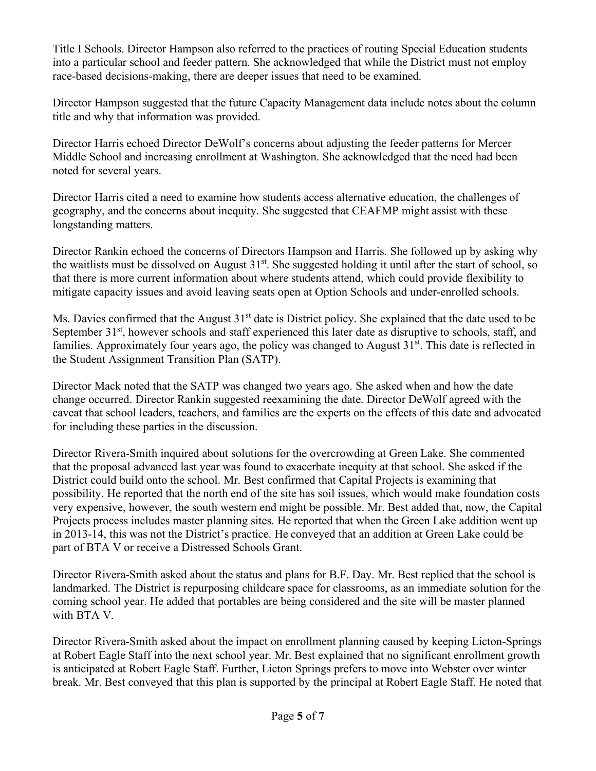Title I Schools. Director Hampson also referred to the practices of routing Special Education students into a particular school and feeder pattern. She acknowledged that while the District must not employ race-based decisions-making, there are deeper issues that need to be examined.

Director Hampson suggested that the future Capacity Management data include notes about the column title and why that information was provided.

Director Harris echoed Director DeWolf's concerns about adjusting the feeder patterns for Mercer Middle School and increasing enrollment at Washington. She acknowledged that the need had been noted for several years.

Director Harris cited a need to examine how students access alternative education, the challenges of geography, and the concerns about inequity. She suggested that CEAFMP might assist with these longstanding matters.

Director Rankin echoed the concerns of Directors Hampson and Harris. She followed up by asking why the waitlists must be dissolved on August 31st. She suggested holding it until after the start of school, so that there is more current information about where students attend, which could provide flexibility to mitigate capacity issues and avoid leaving seats open at Option Schools and under-enrolled schools.

Ms. Davies confirmed that the August 31st date is District policy. She explained that the date used to be September 31st, however schools and staff experienced this later date as disruptive to schools, staff, and families. Approximately four years ago, the policy was changed to August 31st. This date is reflected in the Student Assignment Transition Plan (SATP).

Director Mack noted that the SATP was changed two years ago. She asked when and how the date change occurred. Director Rankin suggested reexamining the date. Director DeWolf agreed with the caveat that school leaders, teachers, and families are the experts on the effects of this date and advocated for including these parties in the discussion.

Director Rivera-Smith inquired about solutions for the overcrowding at Green Lake. She commented that the proposal advanced last year was found to exacerbate inequity at that school. She asked if the District could build onto the school. Mr. Best confirmed that Capital Projects is examining that possibility. He reported that the north end of the site has soil issues, which would make foundation costs very expensive, however, the south western end might be possible. Mr. Best added that, now, the Capital Projects process includes master planning sites. He reported that when the Green Lake addition went up in 2013-14, this was not the District's practice. He conveyed that an addition at Green Lake could be part of BTA V or receive a Distressed Schools Grant.

Director Rivera-Smith asked about the status and plans for B.F. Day. Mr. Best replied that the school is landmarked. The District is repurposing childcare space for classrooms, as an immediate solution for the coming school year. He added that portables are being considered and the site will be master planned with BTA V.

Director Rivera-Smith asked about the impact on enrollment planning caused by keeping Licton-Springs at Robert Eagle Staff into the next school year. Mr. Best explained that no significant enrollment growth is anticipated at Robert Eagle Staff. Further, Licton Springs prefers to move into Webster over winter break. Mr. Best conveyed that this plan is supported by the principal at Robert Eagle Staff. He noted that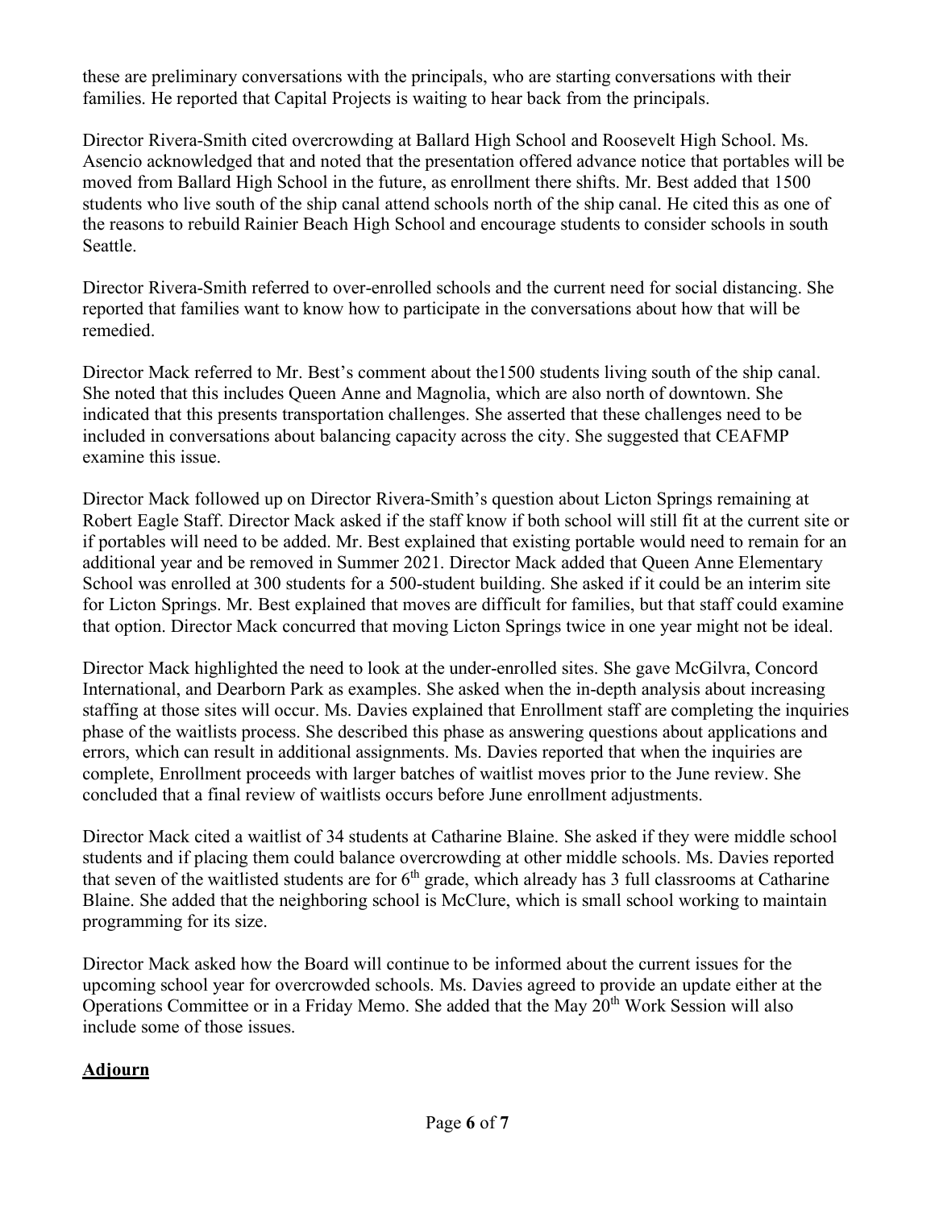these are preliminary conversations with the principals, who are starting conversations with their families. He reported that Capital Projects is waiting to hear back from the principals.

Director Rivera-Smith cited overcrowding at Ballard High School and Roosevelt High School. Ms. Asencio acknowledged that and noted that the presentation offered advance notice that portables will be moved from Ballard High School in the future, as enrollment there shifts. Mr. Best added that 1500 students who live south of the ship canal attend schools north of the ship canal. He cited this as one of the reasons to rebuild Rainier Beach High School and encourage students to consider schools in south Seattle.

Director Rivera-Smith referred to over-enrolled schools and the current need for social distancing. She reported that families want to know how to participate in the conversations about how that will be remedied.

Director Mack referred to Mr. Best's comment about the1500 students living south of the ship canal. She noted that this includes Queen Anne and Magnolia, which are also north of downtown. She indicated that this presents transportation challenges. She asserted that these challenges need to be included in conversations about balancing capacity across the city. She suggested that CEAFMP examine this issue.

Director Mack followed up on Director Rivera-Smith's question about Licton Springs remaining at Robert Eagle Staff. Director Mack asked if the staff know if both school will still fit at the current site or if portables will need to be added. Mr. Best explained that existing portable would need to remain for an additional year and be removed in Summer 2021. Director Mack added that Queen Anne Elementary School was enrolled at 300 students for a 500-student building. She asked if it could be an interim site for Licton Springs. Mr. Best explained that moves are difficult for families, but that staff could examine that option. Director Mack concurred that moving Licton Springs twice in one year might not be ideal.

Director Mack highlighted the need to look at the under-enrolled sites. She gave McGilvra, Concord International, and Dearborn Park as examples. She asked when the in-depth analysis about increasing staffing at those sites will occur. Ms. Davies explained that Enrollment staff are completing the inquiries phase of the waitlists process. She described this phase as answering questions about applications and errors, which can result in additional assignments. Ms. Davies reported that when the inquiries are complete, Enrollment proceeds with larger batches of waitlist moves prior to the June review. She concluded that a final review of waitlists occurs before June enrollment adjustments.

Director Mack cited a waitlist of 34 students at Catharine Blaine. She asked if they were middle school students and if placing them could balance overcrowding at other middle schools. Ms. Davies reported that seven of the waitlisted students are for 6th grade, which already has 3 full classrooms at Catharine Blaine. She added that the neighboring school is McClure, which is small school working to maintain programming for its size.

Director Mack asked how the Board will continue to be informed about the current issues for the upcoming school year for overcrowded schools. Ms. Davies agreed to provide an update either at the Operations Committee or in a Friday Memo. She added that the May 20th Work Session will also include some of those issues.

**Adjourn**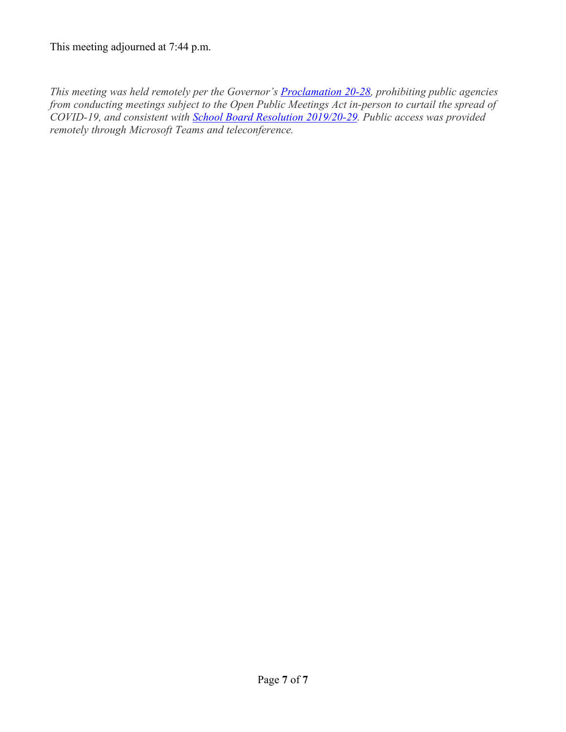This meeting adjourned at 7:44 p.m.

*This meeting was held remotely per the Governor's [Proclamation 20-28](), prohibiting public agencies from conducting meetings subject to the Open Public Meetings Act in-person to curtail the spread of COVID-19, and consistent with [School Board Resolution 2019/20-29](). Public access was provided remotely through Microsoft Teams and teleconference.*